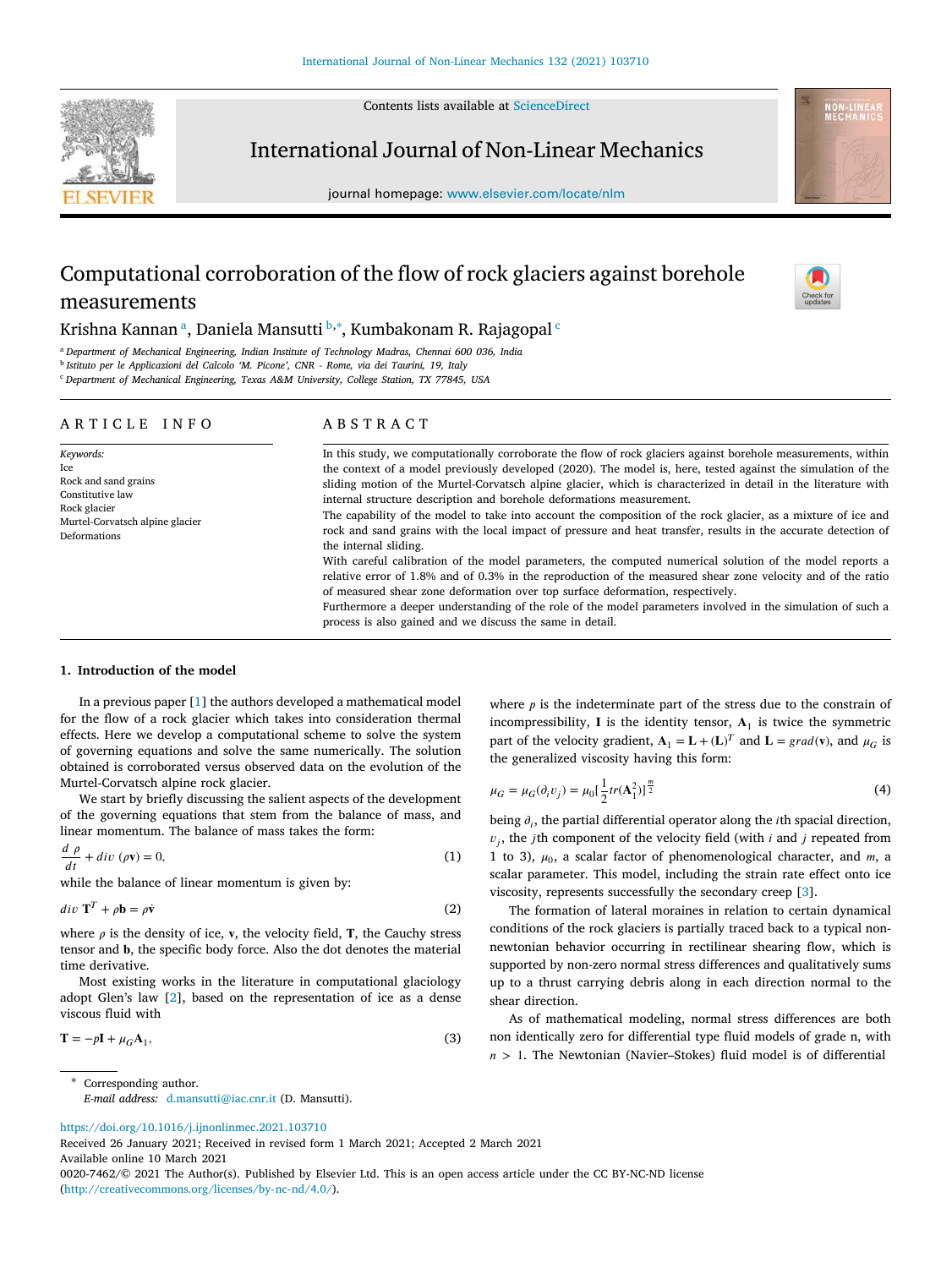# Computational corroboration of the flow of rock glaciers against borehole measurements

Krishna Kannan [a], Daniela Mansutti [b,*], Kumbakonam R. Rajagopal [c]

[a] Department of Mechanical Engineering, Indian Institute of Technology Madras, Chennai 600 036, India
[b] Istituto per le Applicazioni del Calcolo 'M. Picone', CNR - Rome, via dei Taurini, 19, Italy
[c] Department of Mechanical Engineering, Texas A&M University, College Station, TX 77845, USA

## ARTICLE INFO

*Keywords:*
Ice
Rock and sand grains
Constitutive law
Rock glacier
Murtel-Corvatsch alpine glacier
Deformations

## ABSTRACT

In this study, we computationally corroborate the flow of rock glaciers against borehole measurements, within the context of a model previously developed (2020). The model is, here, tested against the simulation of the sliding motion of the Murtel-Corvatsch alpine glacier, which is characterized in detail in the literature with internal structure description and borehole deformations measurement.

The capability of the model to take into account the composition of the rock glacier, as a mixture of ice and rock and sand grains with the local impact of pressure and heat transfer, results in the accurate detection of the internal sliding.

With careful calibration of the model parameters, the computed numerical solution of the model reports a relative error of 1.8% and of 0.3% in the reproduction of the measured shear zone velocity and of the ratio of measured shear zone deformation over top surface deformation, respectively.

Furthermore a deeper understanding of the role of the model parameters involved in the simulation of such a process is also gained and we discuss the same in detail.

## 1. Introduction of the model

In a previous paper [1] the authors developed a mathematical model for the flow of a rock glacier which takes into consideration thermal effects. Here we develop a computational scheme to solve the system of governing equations and solve the same numerically. The solution obtained is corroborated versus observed data on the evolution of the Murtel-Corvatsch alpine rock glacier.

We start by briefly discussing the salient aspects of the development of the governing equations that stem from the balance of mass, and linear momentum. The balance of mass takes the form:

$$\frac{d\ \rho}{dt} + div\ (\rho \mathbf{v}) = 0, \tag{1}$$

while the balance of linear momentum is given by:

$$div\ \mathbf{T}^T + \rho \mathbf{b} = \rho \dot{\mathbf{v}} \tag{2}$$

where $\rho$ is the density of ice, $\mathbf{v}$, the velocity field, $\mathbf{T}$, the Cauchy stress tensor and $\mathbf{b}$, the specific body force. Also the dot denotes the material time derivative.

Most existing works in the literature in computational glaciology adopt Glen's law [2], based on the representation of ice as a dense viscous fluid with

$$\mathbf{T} = -p\mathbf{I} + \mu_G \mathbf{A}_1, \tag{3}$$

where $p$ is the indeterminate part of the stress due to the constrain of incompressibility, $\mathbf{I}$ is the identity tensor, $\mathbf{A}_1$ is twice the symmetric part of the velocity gradient, $\mathbf{A}_1 = \mathbf{L} + (\mathbf{L})^T$ and $\mathbf{L} = grad(\mathbf{v})$, and $\mu_G$ is the generalized viscosity having this form:

$$\mu_G = \mu_G(\partial_i v_j) = \mu_0 [\frac{1}{2} tr(\mathbf{A}_1^2)]^{\frac{m}{2}} \tag{4}$$

being $\partial_i$, the partial differential operator along the $i$th spacial direction, $v_j$, the $j$th component of the velocity field (with $i$ and $j$ repeated from 1 to 3), $\mu_0$, a scalar factor of phenomenological character, and $m$, a scalar parameter. This model, including the strain rate effect onto ice viscosity, represents successfully the secondary creep [3].

The formation of lateral moraines in relation to certain dynamical conditions of the rock glaciers is partially traced back to a typical non-newtonian behavior occurring in rectilinear shearing flow, which is supported by non-zero normal stress differences and qualitatively sums up to a thrust carrying debris along in each direction normal to the shear direction.

As of mathematical modeling, normal stress differences are both non identically zero for differential type fluid models of grade n, with $n > 1$. The Newtonian (Navier–Stokes) fluid model is of differential

\* Corresponding author.
*E-mail address:* d.mansutti@iac.cnr.it (D. Mansutti).

https://doi.org/10.1016/j.ijnonlinmec.2021.103710
Received 26 January 2021; Received in revised form 1 March 2021; Accepted 2 March 2021
Available online 10 March 2021
0020-7462/© 2021 The Author(s). Published by Elsevier Ltd. This is an open access article under the CC BY-NC-ND license (http://creativecommons.org/licenses/by-nc-nd/4.0/).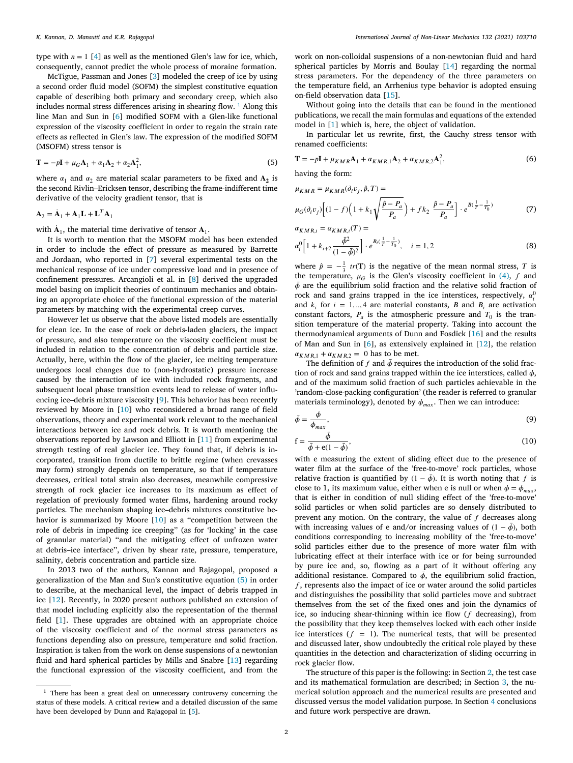type with $n = 1$ [4] as well as the mentioned Glen's law for ice, which, consequently, cannot predict the whole process of moraine formation.

McTigue, Passman and Jones [3] modeled the creep of ice by using a second order fluid model (SOFM) the simplest constitutive equation capable of describing both primary and secondary creep, which also includes normal stress differences arising in shearing flow. [1] Along this line Man and Sun in [6] modified SOFM with a Glen-like functional expression of the viscosity coefficient in order to regain the strain rate effects as reflected in Glen's law. The expression of the modified SOFM (MSOFM) stress tensor is

$$\mathbf{T} = -p\mathbf{I} + \mu_G \mathbf{A}_1 + \alpha_1 \mathbf{A}_2 + \alpha_2 \mathbf{A}_1^2, \tag{5}$$

where $\alpha_1$ and $\alpha_2$ are material scalar parameters to be fixed and $\mathbf{A_2}$ is the second Rivlin–Ericksen tensor, describing the frame-indifferent time derivative of the velocity gradient tensor, that is

$$\mathbf{A}_2 = \dot{\mathbf{A}}_1 + \mathbf{A}_1 \mathbf{L} + \mathbf{L}^T \mathbf{A}_1$$

with $\dot{\mathbf{A}}_1$, the material time derivative of tensor $\mathbf{A}_1$.

It is worth to mention that the MSOFM model has been extended in order to include the effect of pressure as measured by Barrette and Jordaan, who reported in [7] several experimental tests on the mechanical response of ice under compressive load and in presence of confinement pressures. Arcangioli et al. in [8] derived the upgraded model basing on implicit theories of continuum mechanics and obtaining an appropriate choice of the functional expression of the material parameters by matching with the experimental creep curves.

However let us observe that the above listed models are essentially for clean ice. In the case of rock or debris-laden glaciers, the impact of pressure, and also temperature on the viscosity coefficient must be included in relation to the concentration of debris and particle size. Actually, here, within the flow of the glacier, ice melting temperature undergoes local changes due to (non-hydrostatic) pressure increase caused by the interaction of ice with included rock fragments, and subsequent local phase transition events lead to release of water influencing ice–debris mixture viscosity [9]. This behavior has been recently reviewed by Moore in [10] who reconsidered a broad range of field observations, theory and experimental work relevant to the mechanical interactions between ice and rock debris. It is worth mentioning the observations reported by Lawson and Elliott in [11] from experimental strength testing of real glacier ice. They found that, if debris is incorporated, transition from ductile to brittle regime (when crevasses may form) strongly depends on temperature, so that if temperature decreases, critical total strain also decreases, meanwhile compressive strength of rock glacier ice increases to its maximum as effect of regelation of previously formed water films, hardening around rocky particles. The mechanism shaping ice–debris mixtures constitutive behavior is summarized by Moore [10] as a "competition between the role of debris in impeding ice creeping" (as for 'locking' in the case of granular material) "and the mitigating effect of unfrozen water at debris–ice interface", driven by shear rate, pressure, temperature, salinity, debris concentration and particle size.

In 2013 two of the authors, Kannan and Rajagopal, proposed a generalization of the Man and Sun's constitutive equation (5) in order to describe, at the mechanical level, the impact of debris trapped in ice [12]. Recently, in 2020 present authors published an extension of that model including explicitly also the representation of the thermal field [1]. These upgrades are obtained with an appropriate choice of the viscosity coefficient and of the normal stress parameters as functions depending also on pressure, temperature and solid fraction. Inspiration is taken from the work on dense suspensions of a newtonian fluid and hard spherical particles by Mills and Snabre [13] regarding the functional expression of the viscosity coefficient, and from the work on non-colloidal suspensions of a non-newtonian fluid and hard spherical particles by Morris and Boulay [14] regarding the normal stress parameters. For the dependency of the three parameters on the temperature field, an Arrhenius type behavior is adopted ensuing on-field observation data [15].

Without going into the details that can be found in the mentioned publications, we recall the main formulas and equations of the extended model in [1] which is, here, the object of validation.

In particular let us rewrite, first, the Cauchy stress tensor with renamed coefficients:

$$\mathbf{T} = -p\mathbf{I} + \mu_{KMR}\mathbf{A}_1 + \alpha_{KMR,1}\mathbf{A}_2 + \alpha_{KMR,2}\mathbf{A}_1^2, \tag{6}$$

having the form:

$$\mu_{KMR} = \mu_{KMR}(\partial_i v_j, \hat{p}, T) =$$
$$\mu_G(\partial_i v_j)\Big[(1-f)\Big(1 + k_1\sqrt{\frac{\hat{p}-P_a}{P_a}}\Big) + f k_2\,\frac{\hat{p}-P_a}{P_a}\Big] \cdot e^{B(\frac{1}{T}-\frac{1}{T_0})} \tag{7}$$

$$\alpha_{KMR,i} = \alpha_{KMR,i}(T) =$$
$$\alpha_i^0\Big[1 + k_{i+2}\frac{\bar{\phi}^2}{(1-\bar{\phi})^2}\Big] \cdot e^{B_i(\frac{1}{T}-\frac{1}{T_0})}, \quad i = 1,2 \tag{8}$$

where $\hat{p} = -\frac{1}{3}\,tr(\mathbf{T})$ is the negative of the mean normal stress, $T$ is the temperature, $\mu_G$ is the Glen's viscosity coefficient in (4), $f$ and $\bar{\phi}$ are the equilibrium solid fraction and the relative solid fraction of rock and sand grains trapped in the ice interstices, respectively, $\alpha_i^0$ and $k_i$ for $i = 1,..,4$ are material constants, $B$ and $B_i$ are activation constant factors, $P_a$ is the atmospheric pressure and $T_0$ is the transition temperature of the material property. Taking into account the thermodynamical arguments of Dunn and Fosdick [16] and the results of Man and Sun in [6], as extensively explained in [12], the relation $\alpha_{KMR,1} + \alpha_{KMR,2} = 0$ has to be met.

The definition of $f$ and $\bar{\phi}$ requires the introduction of the solid fraction of rock and sand grains trapped within the ice interstices, called $\phi$, and of the maximum solid fraction of such particles achievable in the 'random-close-packing configuration' (the reader is referred to granular materials terminology), denoted by $\phi_{max}$. Then we can introduce:

$$\bar{\phi} = \frac{\phi}{\phi_{max}}, \tag{9}$$

$$\mathrm{f} = \frac{\bar{\phi}}{\bar{\phi} + \mathrm{e}(1-\bar{\phi})}, \tag{10}$$

with e measuring the extent of sliding effect due to the presence of water film at the surface of the 'free-to-move' rock particles, whose relative fraction is quantified by $(1-\bar{\phi})$. It is worth noting that $f$ is close to 1, its maximum value, either when e is null or when $\phi = \phi_{max}$, that is either in condition of null sliding effect of the 'free-to-move' solid particles or when solid particles are so densely distributed to prevent any motion. On the contrary, the value of $f$ decreases along with increasing values of e and/or increasing values of $(1-\bar{\phi})$, both conditions corresponding to increasing mobility of the 'free-to-move' solid particles either due to the presence of more water film with lubricating effect at their interface with ice or for being surrounded by pure ice and, so, flowing as a part of it without offering any additional resistance. Compared to $\bar{\phi}$, the equilibrium solid fraction, $f$, represents also the impact of ice or water around the solid particles and distinguishes the possibility that solid particles move and subtract themselves from the set of the fixed ones and join the dynamics of ice, so inducing shear-thinning within ice flow ($f$ decreasing), from the possibility that they keep themselves locked with each other inside ice interstices ($f = 1$). The numerical tests, that will be presented and discussed later, show undoubtedly the critical role played by these quantities in the detection and characterization of sliding occurring in rock glacier flow.

The structure of this paper is the following: in Section 2, the test case and its mathematical formulation are described; in Section 3, the numerical solution approach and the numerical results are presented and discussed versus the model validation purpose. In Section 4 conclusions and future work perspective are drawn.

[1] There has been a great deal on unnecessary controversy concerning the status of these models. A critical review and a detailed discussion of the same have been developed by Dunn and Rajagopal in [5].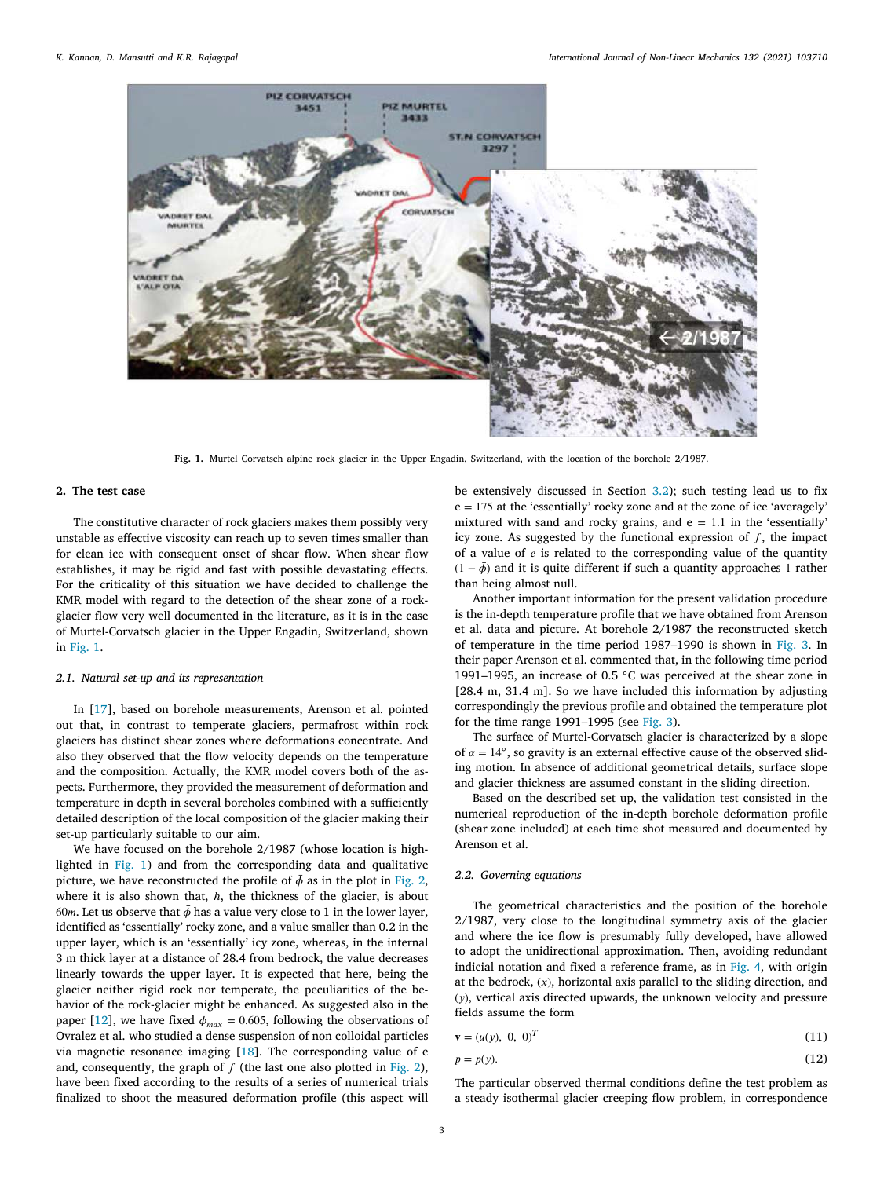PIZ CORVATSCH
3451
PIZ MURTEL
3433
ST.N CORVATSCH
3297
VADRET DAL
CORVATSCH
VADRET DAL
MURTEL
VADRET DA
L'ALP OTA
← 2/1987

Fig. 1. Murtel Corvatsch alpine rock glacier in the Upper Engadin, Switzerland, with the location of the borehole 2/1987.

## 2. The test case

The constitutive character of rock glaciers makes them possibly very unstable as effective viscosity can reach up to seven times smaller than for clean ice with consequent onset of shear flow. When shear flow establishes, it may be rigid and fast with possible devastating effects. For the criticality of this situation we have decided to challenge the KMR model with regard to the detection of the shear zone of a rock-glacier flow very well documented in the literature, as it is in the case of Murtel-Corvatsch glacier in the Upper Engadin, Switzerland, shown in Fig. 1.

### 2.1. Natural set-up and its representation

In [17], based on borehole measurements, Arenson et al. pointed out that, in contrast to temperate glaciers, permafrost within rock glaciers has distinct shear zones where deformations concentrate. And also they observed that the flow velocity depends on the temperature and the composition. Actually, the KMR model covers both of the aspects. Furthermore, they provided the measurement of deformation and temperature in depth in several boreholes combined with a sufficiently detailed description of the local composition of the glacier making their set-up particularly suitable to our aim.

We have focused on the borehole 2/1987 (whose location is highlighted in Fig. 1) and from the corresponding data and qualitative picture, we have reconstructed the profile of $\bar{\phi}$ as in the plot in Fig. 2, where it is also shown that, $h$, the thickness of the glacier, is about $60m$. Let us observe that $\bar{\phi}$ has a value very close to 1 in the lower layer, identified as 'essentially' rocky zone, and a value smaller than 0.2 in the upper layer, which is an 'essentially' icy zone, whereas, in the internal 3 m thick layer at a distance of 28.4 from bedrock, the value decreases linearly towards the upper layer. It is expected that here, being the glacier neither rigid rock nor temperate, the peculiarities of the behavior of the rock-glacier might be enhanced. As suggested also in the paper [12], we have fixed $\phi_{max} = 0.605$, following the observations of Ovralez et al. who studied a dense suspension of non colloidal particles via magnetic resonance imaging [18]. The corresponding value of e and, consequently, the graph of $f$ (the last one also plotted in Fig. 2), have been fixed according to the results of a series of numerical trials finalized to shoot the measured deformation profile (this aspect will be extensively discussed in Section 3.2); such testing lead us to fix e = 175 at the 'essentially' rocky zone and at the zone of ice 'averagely' mixtured with sand and rocky grains, and e = 1.1 in the 'essentially' icy zone. As suggested by the functional expression of $f$, the impact of a value of $e$ is related to the corresponding value of the quantity $(1 - \bar{\phi})$ and it is quite different if such a quantity approaches 1 rather than being almost null.

Another important information for the present validation procedure is the in-depth temperature profile that we have obtained from Arenson et al. data and picture. At borehole 2/1987 the reconstructed sketch of temperature in the time period 1987–1990 is shown in Fig. 3. In their paper Arenson et al. commented that, in the following time period 1991–1995, an increase of 0.5 °C was perceived at the shear zone in [28.4 m, 31.4 m]. So we have included this information by adjusting correspondingly the previous profile and obtained the temperature plot for the time range 1991–1995 (see Fig. 3).

The surface of Murtel-Corvatsch glacier is characterized by a slope of $\alpha = 14°$, so gravity is an external effective cause of the observed sliding motion. In absence of additional geometrical details, surface slope and glacier thickness are assumed constant in the sliding direction.

Based on the described set up, the validation test consisted in the numerical reproduction of the in-depth borehole deformation profile (shear zone included) at each time shot measured and documented by Arenson et al.

### 2.2. Governing equations

The geometrical characteristics and the position of the borehole 2/1987, very close to the longitudinal symmetry axis of the glacier and where the ice flow is presumably fully developed, have allowed to adopt the unidirectional approximation. Then, avoiding redundant indicial notation and fixed a reference frame, as in Fig. 4, with origin at the bedrock, $(x)$, horizontal axis parallel to the sliding direction, and $(y)$, vertical axis directed upwards, the unknown velocity and pressure fields assume the form

$$\mathbf{v} = (u(y),\ 0,\ 0)^T \tag{11}$$

$$p = p(y). \tag{12}$$

The particular observed thermal conditions define the test problem as a steady isothermal glacier creeping flow problem, in correspondence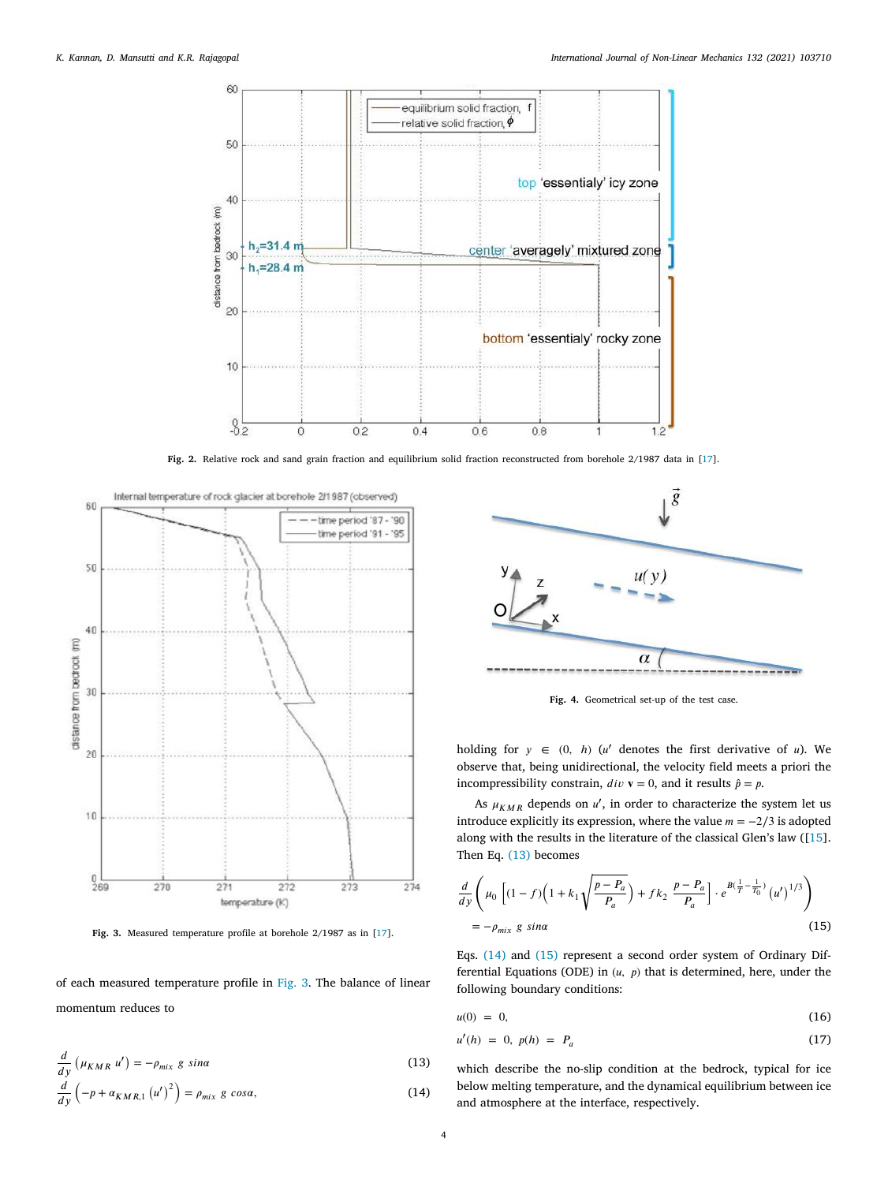60

50

40

30

20

10

0

-0.2 0 0.2 0.4 0.6 0.8 1 1.2

distance from bedrock (m)

equilibrium solid fraction, f

relative solid fraction, $\hat{\phi}$

top 'essentialy' icy zone

$h_2$=31.4 m

$h_1$=28.4 m

center 'averagely' mixtured zone

bottom 'essentialy' rocky zone

**Fig. 2.** Relative rock and sand grain fraction and equilibrium solid fraction reconstructed from borehole 2/1987 data in [17].

Internal temperature of rock glacier at borehole 2/1987 (observed)

time period '87 - '90

time period '91 - '95

distance from bedrock (m)

temperature (K)

269 270 271 272 273 274

0 10 20 30 40 50 60

**Fig. 3.** Measured temperature profile at borehole 2/1987 as in [17].

of each measured temperature profile in Fig. 3. The balance of linear momentum reduces to

$$\frac{d}{dy}\left(\mu_{KMR}\, u'\right) = -\rho_{mix}\; g\; sin\alpha \tag{13}$$

$$\frac{d}{dy}\left(-p + \alpha_{KMR,1}\left(u'\right)^2\right) = \rho_{mix}\; g\; cos\alpha, \tag{14}$$

$\vec{g}$

y

z

O

x

$u(y)$

$\alpha$

**Fig. 4.** Geometrical set-up of the test case.

holding for $y \in (0,\ h)$ ($u'$ denotes the first derivative of $u$). We observe that, being unidirectional, the velocity field meets a priori the incompressibility constrain, $div\ \mathbf{v} = 0$, and it results $\hat{p} = p$.

As $\mu_{KMR}$ depends on $u'$, in order to characterize the system let us introduce explicitly its expression, where the value $m = -2/3$ is adopted along with the results in the literature of the classical Glen's law ([15]. Then Eq. (13) becomes

$$\frac{d}{dy}\left(\mu_0\left[(1-f)\left(1+k_1\sqrt{\frac{p-P_a}{P_a}}\right)+f\,k_2\,\frac{p-P_a}{P_a}\right]\cdot e^{B\left(\frac{1}{T}-\frac{1}{T_0}\right)}\left(u'\right)^{1/3}\right) = -\rho_{mix}\; g\; sin\alpha \tag{15}$$

Eqs. (14) and (15) represent a second order system of Ordinary Differential Equations (ODE) in $(u,\ p)$ that is determined, here, under the following boundary conditions:

$$u(0) \;=\; 0, \tag{16}$$

$$u'(h) \;=\; 0,\;\; p(h) \;=\; P_a \tag{17}$$

which describe the no-slip condition at the bedrock, typical for ice below melting temperature, and the dynamical equilibrium between ice and atmosphere at the interface, respectively.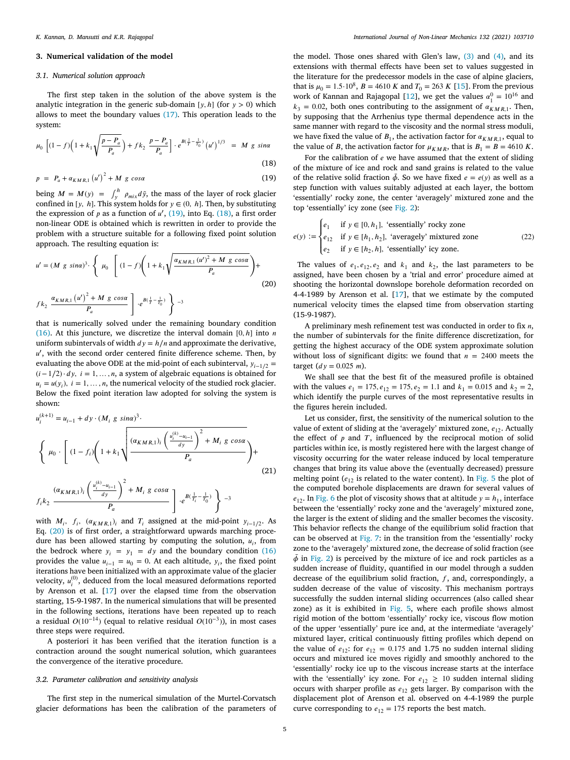## 3. Numerical validation of the model

### 3.1. Numerical solution approach

The first step taken in the solution of the above system is the analytic integration in the generic sub-domain $[y, h]$ (for $y > 0$) which allows to meet the boundary values (17). This operation leads to the system:

$$\mu_0 \left[ (1-f)\left(1 + k_1 \sqrt{\frac{p - P_a}{P_a}}\right) + f k_2 \, \frac{p - P_a}{P_a} \right] \cdot e^{B\left(\frac{1}{T} - \frac{1}{T_0}\right)} \left(u'\right)^{1/3} \; = \; M \; g \; sin\alpha \tag{18}$$

$$p \; = \; P_a + \alpha_{KMR,1} \left(u'\right)^2 + M \; g \; cos\alpha \tag{19}$$

being $M = M(y) \; = \; \int_y^h \; \rho_{mix} d\tilde{y}$, the mass of the layer of rock glacier confined in $[y, \; h]$. This system holds for $y \in (0, \; h]$. Then, by substituting the expression of $p$ as a function of $u'$, (19), into Eq. (18), a first order non-linear ODE is obtained which is rewritten in order to provide the problem with a structure suitable for a following fixed point solution approach. The resulting equation is:

$$u' = (M \; g \; sin\alpha)^3 \cdot \left\{ \; \mu_0 \; \left[ \; (1-f)\left( 1 + k_1 \sqrt{\frac{\alpha_{KMR,1} \left(u'\right)^2 + M \; g \; cos\alpha}{P_a}} \right) + f k_2 \; \frac{\alpha_{KMR,1} \left(u'\right)^2 + M \; g \; cos\alpha}{P_a} \; \right] \cdot e^{B\left(\frac{1}{T} - \frac{1}{T_0}\right)} \; \right\}^{-3} \tag{20}$$

that is numerically solved under the remaining boundary condition (16). At this juncture, we discretize the interval domain $[0, h]$ into $n$ uniform subintervals of width $dy = h/n$ and approximate the derivative, $u'$, with the second order centered finite difference scheme. Then, by evaluating the above ODE at the mid-point of each subinterval, $y_{i-1/2} = (i - 1/2) \cdot dy, \; i = 1, \ldots, n$, a system of algebraic equations is obtained for $u_i = u(y_i), \; i = 1, \ldots, n$, the numerical velocity of the studied rock glacier. Below the fixed point iteration law adopted for solving the system is shown:

$$u_i^{(k+1)} = u_{i-1} + dy \cdot (M_i \; g \; sin\alpha)^3 \cdot \left\{ \; \mu_0 \cdot \left[ \; (1 - f_i)\left( 1 + k_1 \sqrt{\frac{(\alpha_{KMR,1})_i \left(\frac{u_i^{(k)} - u_{i-1}}{dy}\right)^2 + M_i \; g \; cos\alpha}{P_a}} \right) + f_i k_2 \; \frac{(\alpha_{KMR,1})_i \left(\frac{u_i^{(k)} - u_{i-1}}{dy}\right)^2 + M_i \; g \; cos\alpha}{P_a} \; \right] \cdot e^{B\left(\frac{1}{T_i} - \frac{1}{T_0}\right)} \; \right\}^{-3} \tag{21}$$

with $M_i$, $f_i$, $(\alpha_{KMR,1})_i$ and $T_i$ assigned at the mid-point $y_{i-1/2}$. As Eq. (20) is of first order, a straightforward upwards marching procedure has been allowed starting by computing the solution, $u_i$, from the bedrock where $y_i \; = \; y_1 \; = \; dy$ and the boundary condition (16) provides the value $u_{i-1} = u_0 = 0$. At each altitude, $y_i$, the fixed point iterations have been initialized with an approximate value of the glacier velocity, $u_i^{(0)}$, deduced from the local measured deformations reported by Arenson et al. [17] over the elapsed time from the observation starting, 15-9-1987. In the numerical simulations that will be presented in the following sections, iterations have been repeated up to reach a residual $O(10^{-14})$ (equal to relative residual $O(10^{-3})$), in most cases three steps were required.

A posteriori it has been verified that the iteration function is a contraction around the sought numerical solution, which guarantees the convergence of the iterative procedure.

### 3.2. Parameter calibration and sensitivity analysis

The first step in the numerical simulation of the Murtel-Corvatsch glacier deformations has been the calibration of the parameters of the model. Those ones shared with Glen's law, (3) and (4), and its extensions with thermal effects have been set to values suggested in the literature for the predecessor models in the case of alpine glaciers, that is $\mu_0 = 1.5 \cdot 10^8$, $B = 4610 \; K$ and $T_0 = 263 \; K$ [15]. From the previous work of Kannan and Rajagopal [12], we get the values $\alpha_1^0 = 10^{16}$ and $k_3 = 0.02$, both ones contributing to the assignment of $\alpha_{KMR,1}$. Then, by supposing that the Arrhenius type thermal dependence acts in the same manner with regard to the viscosity and the normal stress moduli, we have fixed the value of $B_1$, the activation factor for $\alpha_{KMR,1}$, equal to the value of $B$, the activation factor for $\mu_{KMR}$, that is $B_1 = B = 4610 \; K$.

For the calibration of $e$ we have assumed that the extent of sliding of the mixture of ice and rock and sand grains is related to the value of the relative solid fraction $\bar{\phi}$. So we have fixed $e = e(y)$ as well as a step function with values suitably adjusted at each layer, the bottom 'essentially' rocky zone, the center 'averagely' mixtured zone and the top 'essentially' icy zone (see Fig. 2):

$$e(y) := \begin{cases} e_1 & \text{if } y \in [0, h_1], \; \text{'essentially' rocky zone} \\ e_{12} & \text{if } y \in [h_1, h_2], \; \text{'averagely' mixtured zone} \\ e_2 & \text{if } y \in [h_2, h], \; \text{'essentially' icy zone.} \end{cases} \tag{22}$$

The values of $e_1, e_{12}, e_2$ and $k_1$ and $k_2$, the last parameters to be assigned, have been chosen by a 'trial and error' procedure aimed at shooting the horizontal downslope borehole deformation recorded on 4-4-1989 by Arenson et al. [17], that we estimate by the computed numerical velocity times the elapsed time from observation starting (15-9-1987).

A preliminary mesh refinement test was conducted in order to fix $n$, the number of subintervals for the finite difference discretization, for getting the highest accuracy of the ODE system approximate solution without loss of significant digits: we found that $n \; = \; 2400$ meets the target ($dy = 0.025 \; m$).

We shall see that the best fit of the measured profile is obtained with the values $e_1 = 175, e_{12} = 175, e_2 = 1.1$ and $k_1 = 0.015$ and $k_2 = 2$, which identify the purple curves of the most representative results in the figures herein included.

Let us consider, first, the sensitivity of the numerical solution to the value of extent of sliding at the 'averagely' mixtured zone, $e_{12}$. Actually the effect of $p$ and $T$, influenced by the reciprocal motion of solid particles within ice, is mostly registered here with the largest change of viscosity occurring for the water release induced by local temperature changes that bring its value above the (eventually decreased) pressure melting point ($e_{12}$ is related to the water content). In Fig. 5 the plot of the computed borehole displacements are drawn for several values of $e_{12}$. In Fig. 6 the plot of viscosity shows that at altitude $y = h_1$, interface between the 'essentially' rocky zone and the 'averagely' mixtured zone, the larger is the extent of sliding and the smaller becomes the viscosity. This behavior reflects the change of the equilibrium solid fraction that can be observed at Fig. 7: in the transition from the 'essentially' rocky zone to the 'averagely' mixtured zone, the decrease of solid fraction (see $\bar{\phi}$ in Fig. 2) is perceived by the mixture of ice and rock particles as a sudden increase of fluidity, quantified in our model through a sudden decrease of the equilibrium solid fraction, $f$, and, correspondingly, a sudden decrease of the value of viscosity. This mechanism portrays successfully the sudden internal sliding occurrences (also called shear zone) as it is exhibited in Fig. 5, where each profile shows almost rigid motion of the bottom 'essentially' rocky ice, viscous flow motion of the upper 'essentially' pure ice and, at the intermediate 'averagely' mixtured layer, critical continuously fitting profiles which depend on the value of $e_{12}$: for $e_{12} \; = \; 0.175$ and 1.75 no sudden internal sliding occurs and mixtured ice moves rigidly and smoothly anchored to the 'essentially' rocky ice up to the viscous increase starts at the interface with the 'essentially' icy zone. For $e_{12} \; \geq \; 10$ sudden internal sliding occurs with sharper profile as $e_{12}$ gets larger. By comparison with the displacement plot of Arenson et al. observed on 4-4-1989 the purple curve corresponding to $e_{12} = 175$ reports the best match.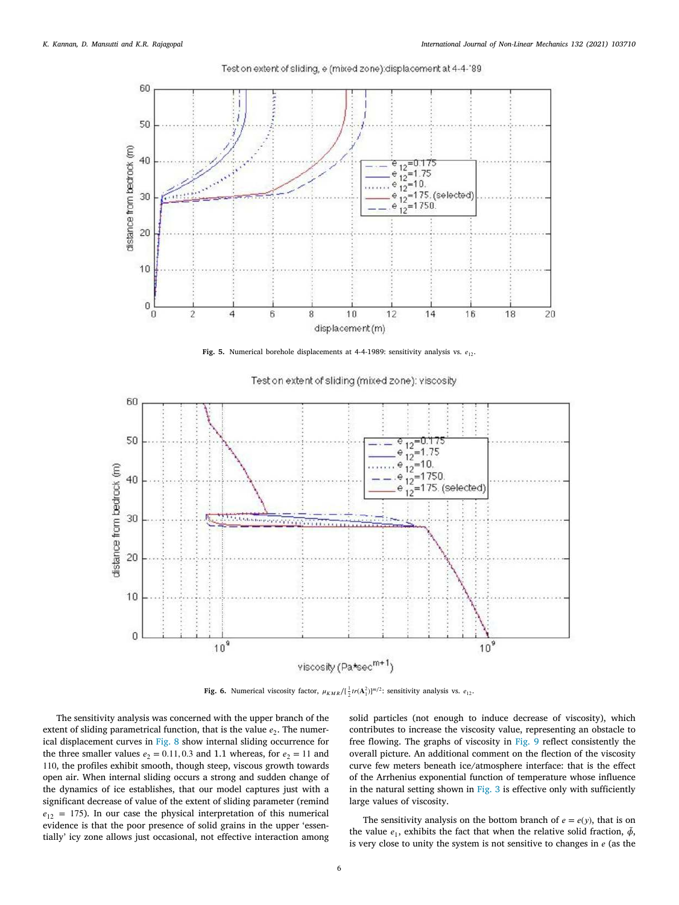Test on extent of sliding, e (mixed zone):displacement at 4-4-'89

distance from bedrock (m)

displacement (m)

$e_{12}$=0.175
$e_{12}$=1.75
$e_{12}$=10.
$e_{12}$=175. (selected)
$e_{12}$=1750.

**Fig. 5.** Numerical borehole displacements at 4-4-1989: sensitivity analysis vs. $e_{12}$.

Test on extent of sliding (mixed zone): viscosity

distance from bedrock (m)

viscosity (Pa*sec$^{m+1}$)

$e_{12}$=0.175
$e_{12}$=1.75
$e_{12}$=10.
$e_{12}$=1750.
$e_{12}$=175. (selected)

**Fig. 6.** Numerical viscosity factor, $\mu_{KMR}/[\frac{1}{2}tr(\mathbf{A}_1^2)]^{m/2}$: sensitivity analysis vs. $e_{12}$.

The sensitivity analysis was concerned with the upper branch of the extent of sliding parametrical function, that is the value $e_2$. The numerical displacement curves in Fig. 8 show internal sliding occurrence for the three smaller values $e_2 = 0.11, 0.3$ and 1.1 whereas, for $e_2 = 11$ and 110, the profiles exhibit smooth, though steep, viscous growth towards open air. When internal sliding occurs a strong and sudden change of the dynamics of ice establishes, that our model captures just with a significant decrease of value of the extent of sliding parameter (remind $e_{12} = 175$). In our case the physical interpretation of this numerical evidence is that the poor presence of solid grains in the upper 'essentially' icy zone allows just occasional, not effective interaction among solid particles (not enough to induce decrease of viscosity), which contributes to increase the viscosity value, representing an obstacle to free flowing. The graphs of viscosity in Fig. 9 reflect consistently the overall picture. An additional comment on the flection of the viscosity curve few meters beneath ice/atmosphere interface: that is the effect of the Arrhenius exponential function of temperature whose influence in the natural setting shown in Fig. 3 is effective only with sufficiently large values of viscosity.

The sensitivity analysis on the bottom branch of $e = e(y)$, that is on the value $e_1$, exhibits the fact that when the relative solid fraction, $\bar{\phi}$, is very close to unity the system is not sensitive to changes in $e$ (as the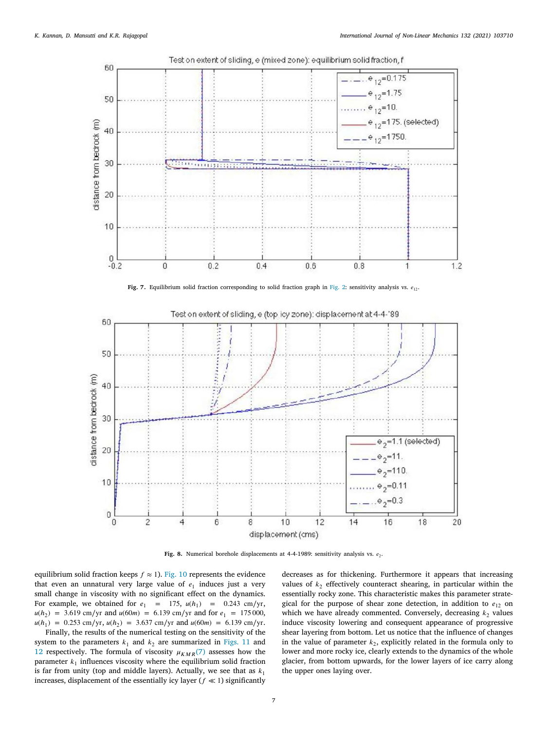Test on extent of sliding, e (mixed zone): equilibrium solid fraction, f

distance from bedrock (m)

$e_{12}$=0.175
$e_{12}$=1.75
$e_{12}$=10.
$e_{12}$=175. (selected)
$e_{12}$=1750.

0, 10, 20, 30, 40, 50, 60
-0.2, 0, 0.2, 0.4, 0.6, 0.8, 1, 1.2

**Fig. 7.** Equilibrium solid fraction corresponding to solid fraction graph in Fig. 2: sensitivity analysis vs. $e_{12}$.

Test on extent of sliding, e (top icy zone): displacement at 4-4-'89

distance from bedrock (m)

displacement (cms)

$e_2$=1.1 (selected)
$e_2$=11.
$e_2$=110.
$e_2$=0.11
$e_2$=0.3

0, 10, 20, 30, 40, 50, 60
0, 2, 4, 6, 8, 10, 12, 14, 16, 18, 20

**Fig. 8.** Numerical borehole displacements at 4-4-1989: sensitivity analysis vs. $e_2$.

equilibrium solid fraction keeps $f \approx 1$). Fig. 10 represents the evidence that even an unnatural very large value of $e_1$ induces just a very small change in viscosity with no significant effect on the dynamics. For example, we obtained for $e_1 = 175$, $u(h_1) = 0.243$ cm/yr, $u(h_2) = 3.619$ cm/yr and $u(60m) = 6.139$ cm/yr and for $e_1 = 175\,000$, $u(h_1) = 0.253$ cm/yr, $u(h_2) = 3.637$ cm/yr and $u(60m) = 6.139$ cm/yr.

Finally, the results of the numerical testing on the sensitivity of the system to the parameters $k_1$ and $k_2$ are summarized in Figs. 11 and 12 respectively. The formula of viscosity $\mu_{KMR}$(7) assesses how the parameter $k_1$ influences viscosity where the equilibrium solid fraction is far from unity (top and middle layers). Actually, we see that as $k_1$ increases, displacement of the essentially icy layer ($f \ll 1$) significantly decreases as for thickening. Furthermore it appears that increasing values of $k_2$ effectively counteract shearing, in particular within the essentially rocky zone. This characteristic makes this parameter strategical for the purpose of shear zone detection, in addition to $e_{12}$ on which we have already commented. Conversely, decreasing $k_2$ values induce viscosity lowering and consequent appearance of progressive shear layering from bottom. Let us notice that the influence of changes in the value of parameter $k_2$, explicitly related in the formula only to lower and more rocky ice, clearly extends to the dynamics of the whole glacier, from bottom upwards, for the lower layers of ice carry along the upper ones laying over.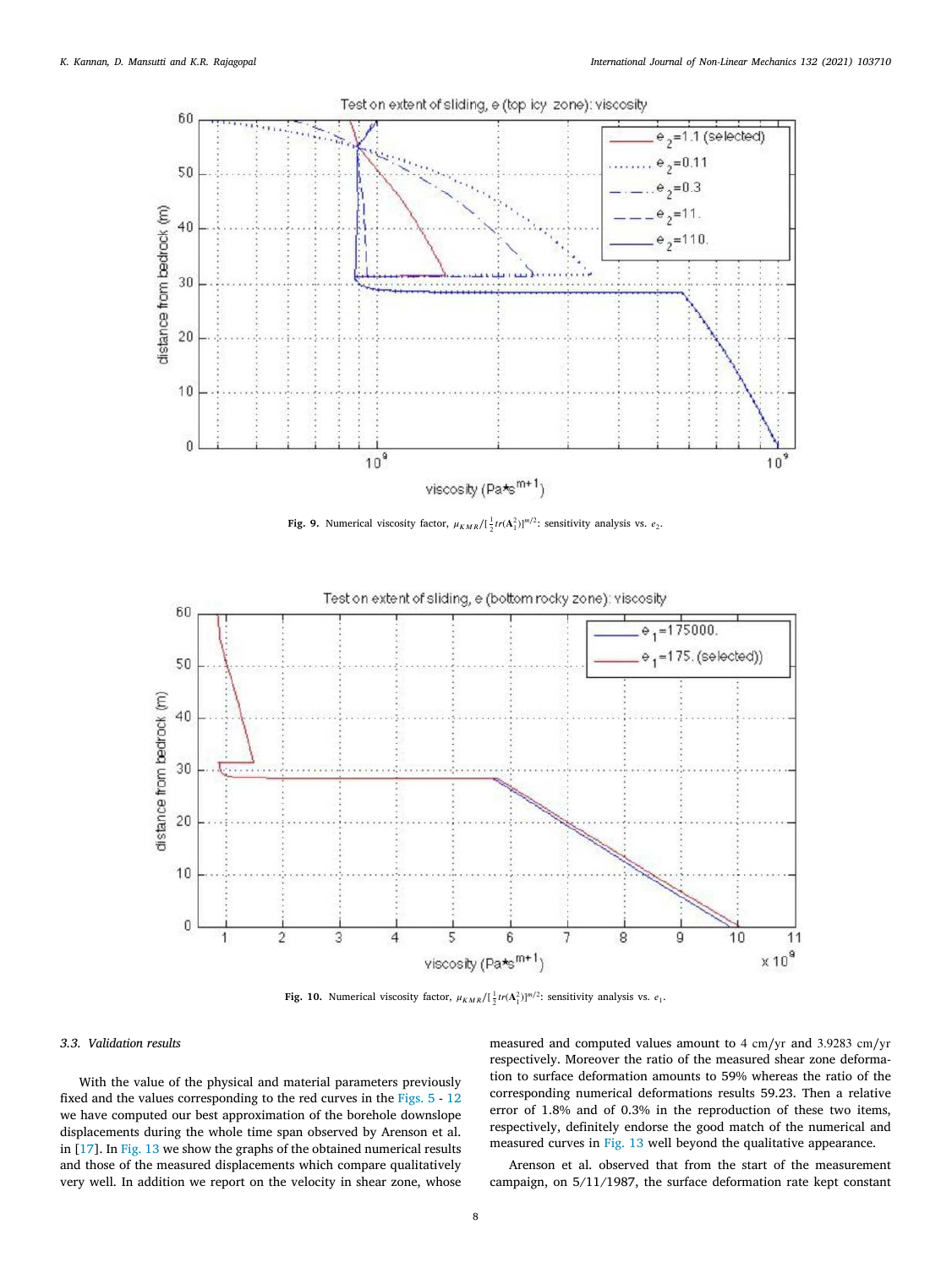Test on extent of sliding, e (top icy zone): viscosity

60
50
40
30
20
10
0

distance from bedrock (m)

$e_2$=1.1 (selected)
$e_2$=0.11
$e_2$=0.3
$e_2$=11.
$e_2$=110.

$10^9$
$10^9$

viscosity (Pa*s$^{m+1}$)

**Fig. 9.** Numerical viscosity factor, $\mu_{KMR}/[\frac{1}{2}tr(\mathbf{A}_1^2)]^{m/2}$: sensitivity analysis vs. $e_2$.

Test on extent of sliding, e (bottom rocky zone): viscosity

60
50
40
30
20
10
0

distance from bedrock (m)

$e_1$=175000.
$e_1$=175. (selected))

1 2 3 4 5 6 7 8 9 10 11

x $10^9$

viscosity (Pa*s$^{m+1}$)

**Fig. 10.** Numerical viscosity factor, $\mu_{KMR}/[\frac{1}{2}tr(\mathbf{A}_1^2)]^{m/2}$: sensitivity analysis vs. $e_1$.

### 3.3. Validation results

With the value of the physical and material parameters previously fixed and the values corresponding to the red curves in the Figs. 5 - 12 we have computed our best approximation of the borehole downslope displacements during the whole time span observed by Arenson et al. in [17]. In Fig. 13 we show the graphs of the obtained numerical results and those of the measured displacements which compare qualitatively very well. In addition we report on the velocity in shear zone, whose measured and computed values amount to 4 cm/yr and 3.9283 cm/yr respectively. Moreover the ratio of the measured shear zone deformation to surface deformation amounts to 59% whereas the ratio of the corresponding numerical deformations results 59.23. Then a relative error of 1.8% and of 0.3% in the reproduction of these two items, respectively, definitely endorse the good match of the numerical and measured curves in Fig. 13 well beyond the qualitative appearance.

Arenson et al. observed that from the start of the measurement campaign, on 5/11/1987, the surface deformation rate kept constant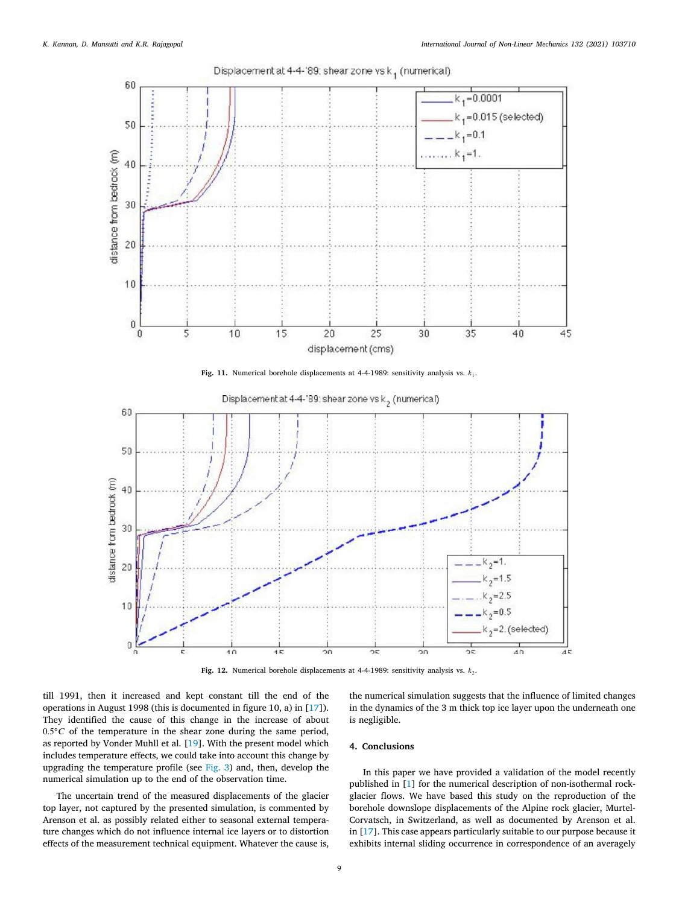Displacement at 4-4-'89: shear zone vs $k_1$ (numerical)

distance from bedrock (m)

displacement (cms)

$k_1$=0.0001

$k_1$=0.015 (selected)

$k_1$=0.1

$k_1$=1.

0, 10, 20, 30, 40, 50, 60

0, 5, 10, 15, 20, 25, 30, 35, 40, 45

**Fig. 11.** Numerical borehole displacements at 4-4-1989: sensitivity analysis vs. $k_1$.

Displacement at 4-4-'89: shear zone vs $k_2$ (numerical)

distance from bedrock (m)

$k_2$=1.

$k_2$=1.5

$k_2$=2.5

$k_2$=0.5

$k_2$=2. (selected)

0, 10, 20, 30, 40, 50, 60

0, 5, 10, 15, 20, 25, 30, 35, 40, 45

**Fig. 12.** Numerical borehole displacements at 4-4-1989: sensitivity analysis vs. $k_2$.

till 1991, then it increased and kept constant till the end of the operations in August 1998 (this is documented in figure 10, a) in [17]). They identified the cause of this change in the increase of about $0.5°C$ of the temperature in the shear zone during the same period, as reported by Vonder Muhll et al. [19]. With the present model which includes temperature effects, we could take into account this change by upgrading the temperature profile (see Fig. 3) and, then, develop the numerical simulation up to the end of the observation time.

The uncertain trend of the measured displacements of the glacier top layer, not captured by the presented simulation, is commented by Arenson et al. as possibly related either to seasonal external temperature changes which do not influence internal ice layers or to distortion effects of the measurement technical equipment. Whatever the cause is, the numerical simulation suggests that the influence of limited changes in the dynamics of the 3 m thick top ice layer upon the underneath one is negligible.

## 4. Conclusions

In this paper we have provided a validation of the model recently published in [1] for the numerical description of non-isothermal rock-glacier flows. We have based this study on the reproduction of the borehole downslope displacements of the Alpine rock glacier, Murtel-Corvatsch, in Switzerland, as well as documented by Arenson et al. in [17]. This case appears particularly suitable to our purpose because it exhibits internal sliding occurrence in correspondence of an averagely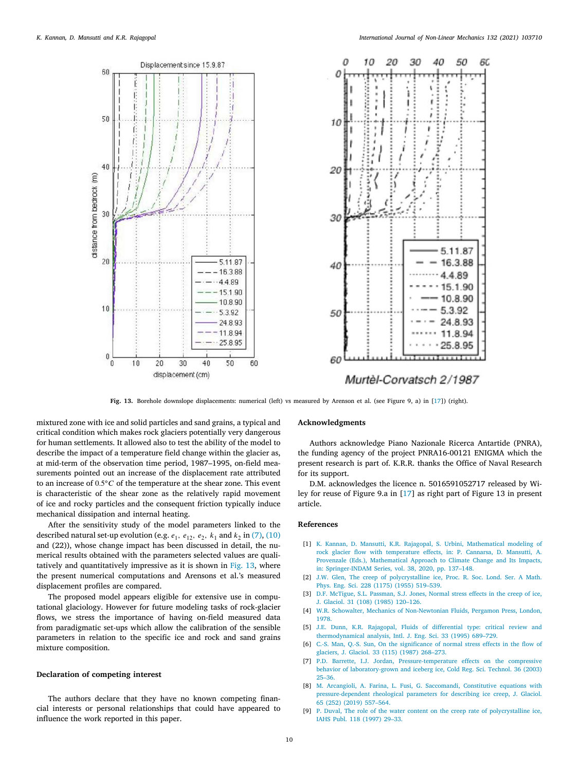Displacement since 15.9.87

distance from bedrock (m)

displacement (cm)

0 10 20 30 40 50 60

0 10 20 30 40 50 60

5.11.87
16.3.88
4.4.89
15.1.90
10.8.90
5.3.92
24.8.93
11.8.94
25.8.95

0 10 20 30 40 50 60

0 10 20 30 40 50 60

5.11.87
16.3.88
4.4.89
15.1.90
10.8.90
5.3.92
24.8.93
11.8.94
25.8.95

Murtèl-Corvatsch 2/1987

**Fig. 13.** Borehole downslope displacements: numerical (left) vs measured by Arenson et al. (see Figure 9, a) in [17]) (right).

mixtured zone with ice and solid particles and sand grains, a typical and critical condition which makes rock glaciers potentially very dangerous for human settlements. It allowed also to test the ability of the model to describe the impact of a temperature field change within the glacier as, at mid-term of the observation time period, 1987–1995, on-field measurements pointed out an increase of the displacement rate attributed to an increase of $0.5°C$ of the temperature at the shear zone. This event is characteristic of the shear zone as the relatively rapid movement of ice and rocky particles and the consequent friction typically induce mechanical dissipation and internal heating.

After the sensitivity study of the model parameters linked to the described natural set-up evolution (e.g. $e_1$, $e_{12}$, $e_2$, $k_1$ and $k_2$ in (7), (10) and (22)), whose change impact has been discussed in detail, the numerical results obtained with the parameters selected values are qualitatively and quantitatively impressive as it is shown in Fig. 13, where the present numerical computations and Arensons et al.'s measured displacement profiles are compared.

The proposed model appears eligible for extensive use in computational glaciology. However for future modeling tasks of rock-glacier flows, we stress the importance of having on-field measured data from paradigmatic set-ups which allow the calibration of the sensible parameters in relation to the specific ice and rock and sand grains mixture composition.

## Declaration of competing interest

The authors declare that they have no known competing financial interests or personal relationships that could have appeared to influence the work reported in this paper.

## Acknowledgments

Authors acknowledge Piano Nazionale Ricerca Antartide (PNRA), the funding agency of the project PNRA16-00121 ENIGMA which the present research is part of. K.R.R. thanks the Office of Naval Research for its support.

D.M. acknowledges the licence n. 5016591052717 released by Wiley for reuse of Figure 9.a in [17] as right part of Figure 13 in present article.

## References

[1] K. Kannan, D. Mansutti, K.R. Rajagopal, S. Urbini, Mathematical modeling of rock glacier flow with temperature effects, in: P. Cannarsa, D. Mansutti, A. Provenzale (Eds.), Mathematical Approach to Climate Change and Its Impacts, in: Springer-INDAM Series, vol. 38, 2020, pp. 137–148.

[2] J.W. Glen, The creep of polycrystalline ice, Proc. R. Soc. Lond. Ser. A Math. Phys. Eng. Sci. 228 (1175) (1955) 519–539.

[3] D.F. McTigue, S.L. Passman, S.J. Jones, Normal stress effects in the creep of ice, J. Glaciol. 31 (108) (1985) 120–126.

[4] W.R. Schowalter, Mechanics of Non-Newtonian Fluids, Pergamon Press, London, 1978.

[5] J.E. Dunn, K.R. Rajagopal, Fluids of differential type: critical review and thermodynamical analysis, Intl. J. Eng. Sci. 33 (1995) 689–729.

[6] C.-S. Man, Q.-S. Sun, On the significance of normal stress effects in the flow of glaciers, J. Glaciol. 33 (115) (1987) 268–273.

[7] P.D. Barrette, I.J. Jordan, Pressure-temperature effects on the compressive behavior of laboratory-grown and iceberg ice, Cold Reg. Sci. Technol. 36 (2003) 25–36.

[8] M. Arcangioli, A. Farina, L. Fusi, G. Saccomandi, Constitutive equations with pressure-dependent rheological parameters for describing ice creep, J. Glaciol. 65 (252) (2019) 557–564.

[9] P. Duval, The role of the water content on the creep rate of polycrystalline ice, IAHS Publ. 118 (1997) 29–33.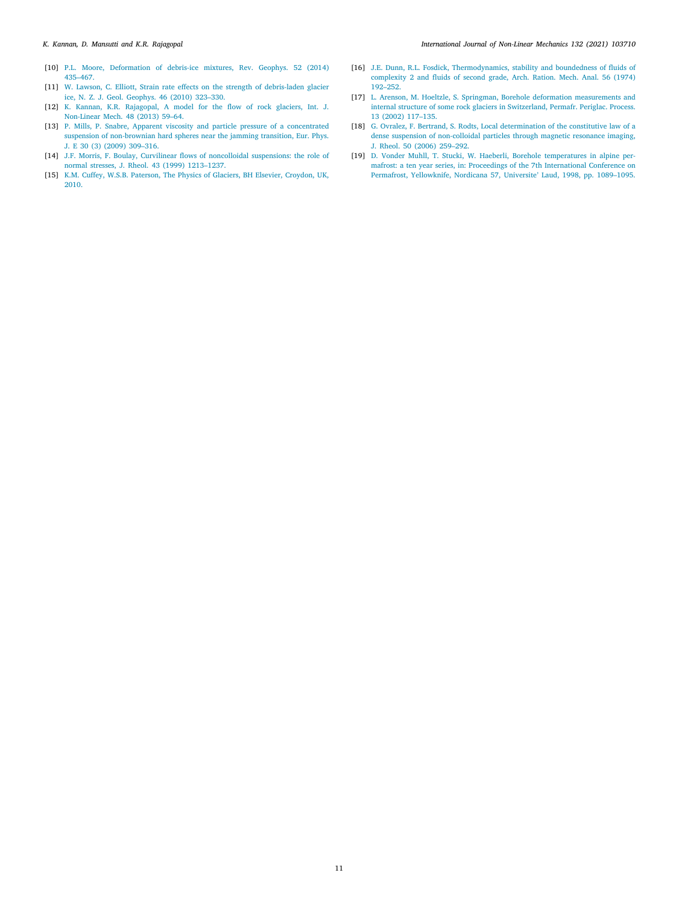[10] P.L. Moore, Deformation of debris-ice mixtures, Rev. Geophys. 52 (2014) 435–467.

[11] W. Lawson, C. Elliott, Strain rate effects on the strength of debris-laden glacier ice, N. Z. J. Geol. Geophys. 46 (2010) 323–330.

[12] K. Kannan, K.R. Rajagopal, A model for the flow of rock glaciers, Int. J. Non-Linear Mech. 48 (2013) 59–64.

[13] P. Mills, P. Snabre, Apparent viscosity and particle pressure of a concentrated suspension of non-brownian hard spheres near the jamming transition, Eur. Phys. J. E 30 (3) (2009) 309–316.

[14] J.F. Morris, F. Boulay, Curvilinear flows of noncolloidal suspensions: the role of normal stresses, J. Rheol. 43 (1999) 1213–1237.

[15] K.M. Cuffey, W.S.B. Paterson, The Physics of Glaciers, BH Elsevier, Croydon, UK, 2010.

[16] J.E. Dunn, R.L. Fosdick, Thermodynamics, stability and boundedness of fluids of complexity 2 and fluids of second grade, Arch. Ration. Mech. Anal. 56 (1974) 192–252.

[17] L. Arenson, M. Hoeltzle, S. Springman, Borehole deformation measurements and internal structure of some rock glaciers in Switzerland, Permafr. Periglac. Process. 13 (2002) 117–135.

[18] G. Ovralez, F. Bertrand, S. Rodts, Local determination of the constitutive law of a dense suspension of non-colloidal particles through magnetic resonance imaging, J. Rheol. 50 (2006) 259–292.

[19] D. Vonder Muhll, T. Stucki, W. Haeberli, Borehole temperatures in alpine permafrost: a ten year series, in: Proceedings of the 7th International Conference on Permafrost, Yellowknife, Nordicana 57, Universite' Laud, 1998, pp. 1089–1095.